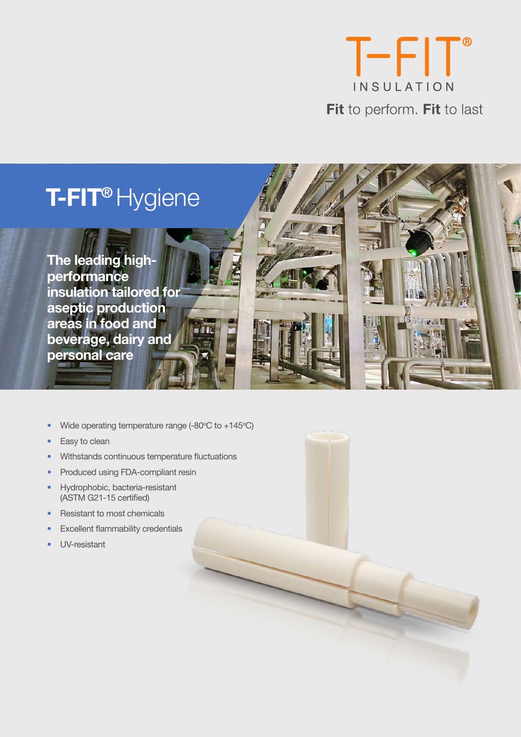T-FIT®

INSULATION

**Fit** to perform. **Fit** to last

# T-FIT® Hygiene

**The leading high-performance insulation tailored for aseptic production areas in food and beverage, dairy and personal care**

- Wide operating temperature range (-80ºC to +145ºC)
- Easy to clean
- Withstands continuous temperature fluctuations
- Produced using FDA-compliant resin
- Hydrophobic, bacteria-resistant (ASTM G21-15 certified)
- Resistant to most chemicals
- Excellent flammability credentials
- UV-resistant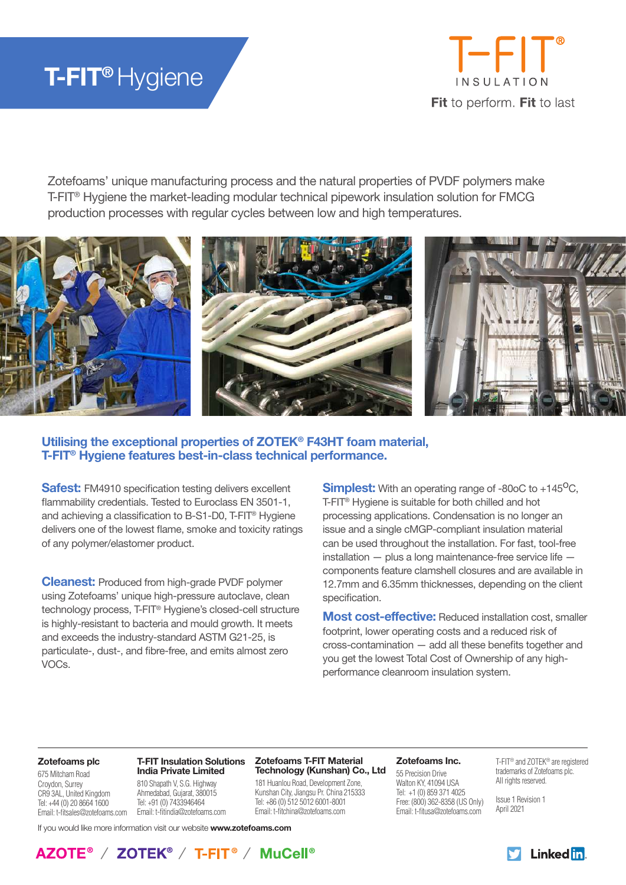# T-FIT® Hygiene

T-FIT®
INSULATION
**Fit** to perform. **Fit** to last

Zotefoams' unique manufacturing process and the natural properties of PVDF polymers make T-FIT® Hygiene the market-leading modular technical pipework insulation solution for FMCG production processes with regular cycles between low and high temperatures.

## Utilising the exceptional properties of ZOTEK® F43HT foam material, T-FIT® Hygiene features best-in-class technical performance.

**Safest:** FM4910 specification testing delivers excellent flammability credentials. Tested to Euroclass EN 3501-1, and achieving a classification to B-S1-D0, T-FIT® Hygiene delivers one of the lowest flame, smoke and toxicity ratings of any polymer/elastomer product.

**Cleanest:** Produced from high-grade PVDF polymer using Zotefoams' unique high-pressure autoclave, clean technology process, T-FIT® Hygiene's closed-cell structure is highly-resistant to bacteria and mould growth. It meets and exceeds the industry-standard ASTM G21-25, is particulate-, dust-, and fibre-free, and emits almost zero VOCs.

**Simplest:** With an operating range of -80oC to +145$^{O}$C, T-FIT® Hygiene is suitable for both chilled and hot processing applications. Condensation is no longer an issue and a single cMGP-compliant insulation material can be used throughout the installation. For fast, tool-free installation — plus a long maintenance-free service life — components feature clamshell closures and are available in 12.7mm and 6.35mm thicknesses, depending on the client specification.

**Most cost-effective:** Reduced installation cost, smaller footprint, lower operating costs and a reduced risk of cross-contamination — add all these benefits together and you get the lowest Total Cost of Ownership of any high-performance cleanroom insulation system.

---

**Zotefoams plc**
675 Mitcham Road
Croydon, Surrey
CR9 3AL, United Kingdom
Tel: +44 (0) 20 8664 1600
Email: t-fitsales@zotefoams.com

**T-FIT Insulation Solutions India Private Limited**
810 Shapath V, S.G. Highway
Ahmedabad, Gujarat, 380015
Tel: +91 (0) 7433946464
Email: t-fitindia@zotefoams.com

**Zotefoams T-FIT Material Technology (Kunshan) Co., Ltd**
181 Huanlou Road, Development Zone,
Kunshan City, Jiangsu Pr. China 215333
Tel: +86 (0) 512 5012 6001-8001
Email: t-fitchina@zotefoams.com

**Zotefoams Inc.**
55 Precision Drive
Walton KY, 41094 USA
Tel: +1 (0) 859 371 4025
Free: (800) 362-8358 (US Only)
Email: t-fitusa@zotefoams.com

T-FIT® and ZOTEK® are registered trademarks of Zotefoams plc.
All rights reserved.

Issue 1 Revision 1
April 2021

If you would like more information visit our website **www.zotefoams.com**

AZOTE® / ZOTEK® / T-FIT® / MuCell®

LinkedIn